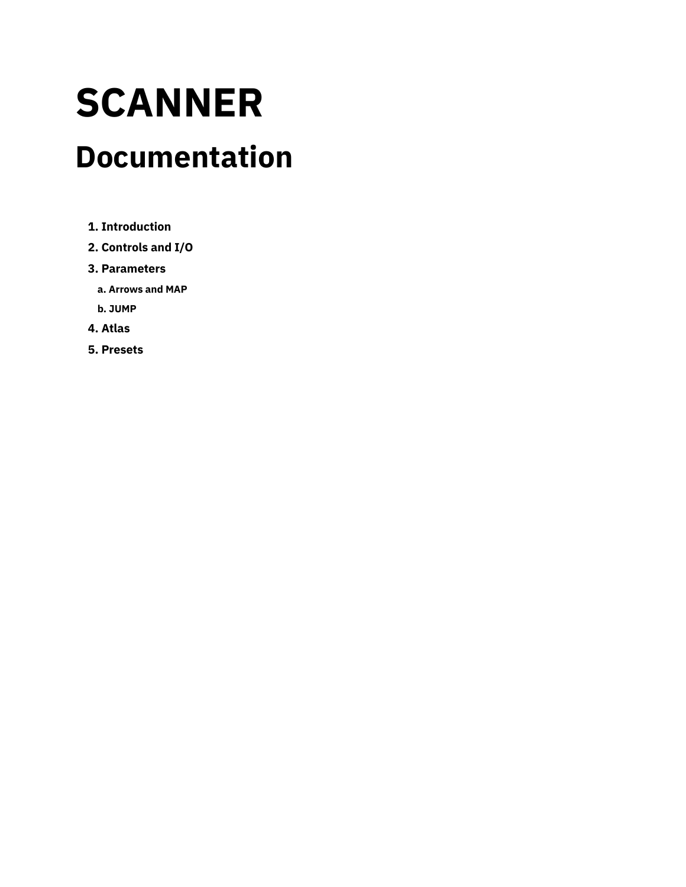# SCANNER

## Documentation

1. Introduction
2. Controls and I/O
3. Parameters
   a. Arrows and MAP
   b. JUMP
4. Atlas
5. Presets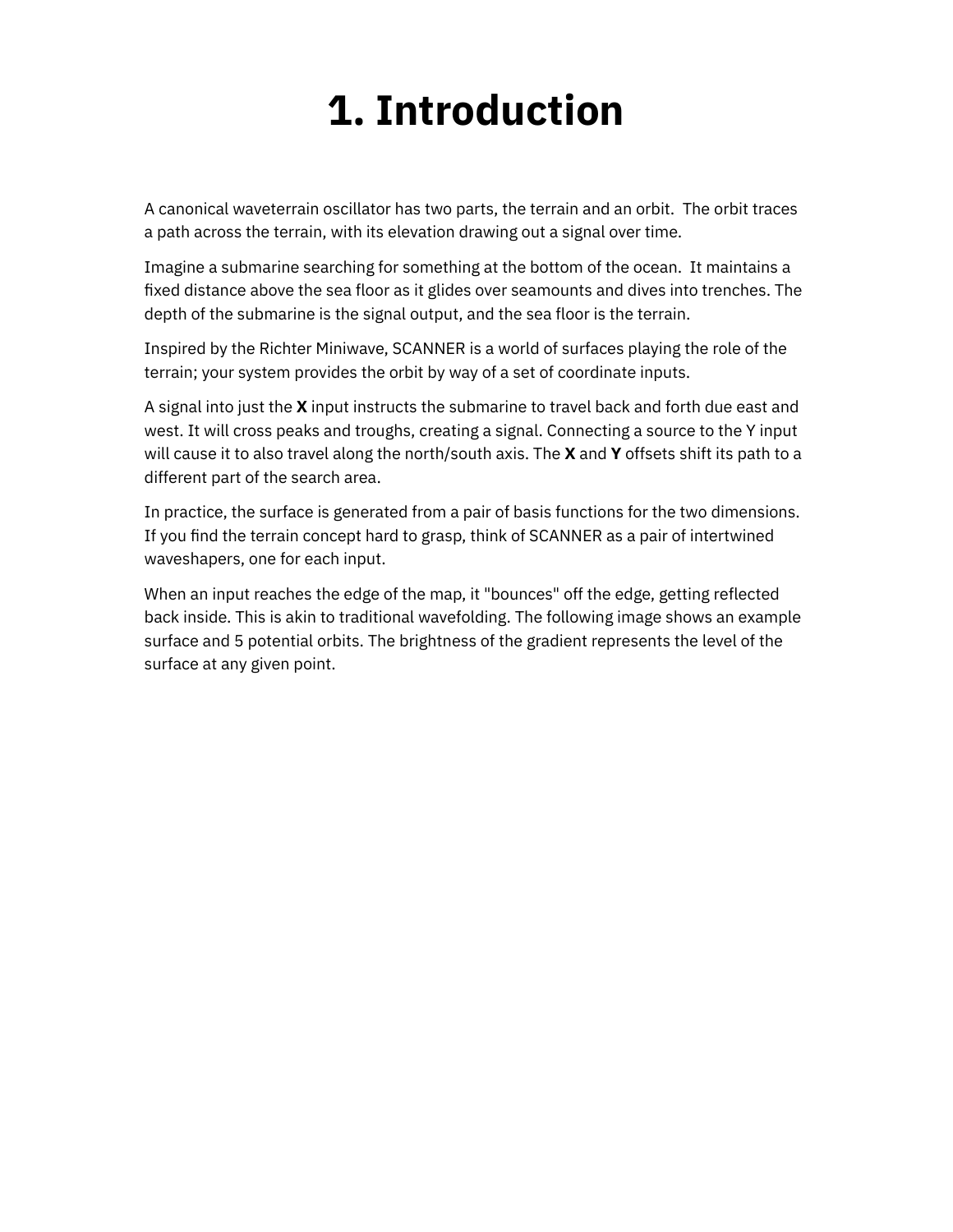# 1. Introduction

A canonical waveterrain oscillator has two parts, the terrain and an orbit. The orbit traces a path across the terrain, with its elevation drawing out a signal over time.

Imagine a submarine searching for something at the bottom of the ocean. It maintains a fixed distance above the sea floor as it glides over seamounts and dives into trenches. The depth of the submarine is the signal output, and the sea floor is the terrain.

Inspired by the Richter Miniwave, SCANNER is a world of surfaces playing the role of the terrain; your system provides the orbit by way of a set of coordinate inputs.

A signal into just the **X** input instructs the submarine to travel back and forth due east and west. It will cross peaks and troughs, creating a signal. Connecting a source to the Y input will cause it to also travel along the north/south axis. The **X** and **Y** offsets shift its path to a different part of the search area.

In practice, the surface is generated from a pair of basis functions for the two dimensions. If you find the terrain concept hard to grasp, think of SCANNER as a pair of intertwined waveshapers, one for each input.

When an input reaches the edge of the map, it "bounces" off the edge, getting reflected back inside. This is akin to traditional wavefolding. The following image shows an example surface and 5 potential orbits. The brightness of the gradient represents the level of the surface at any given point.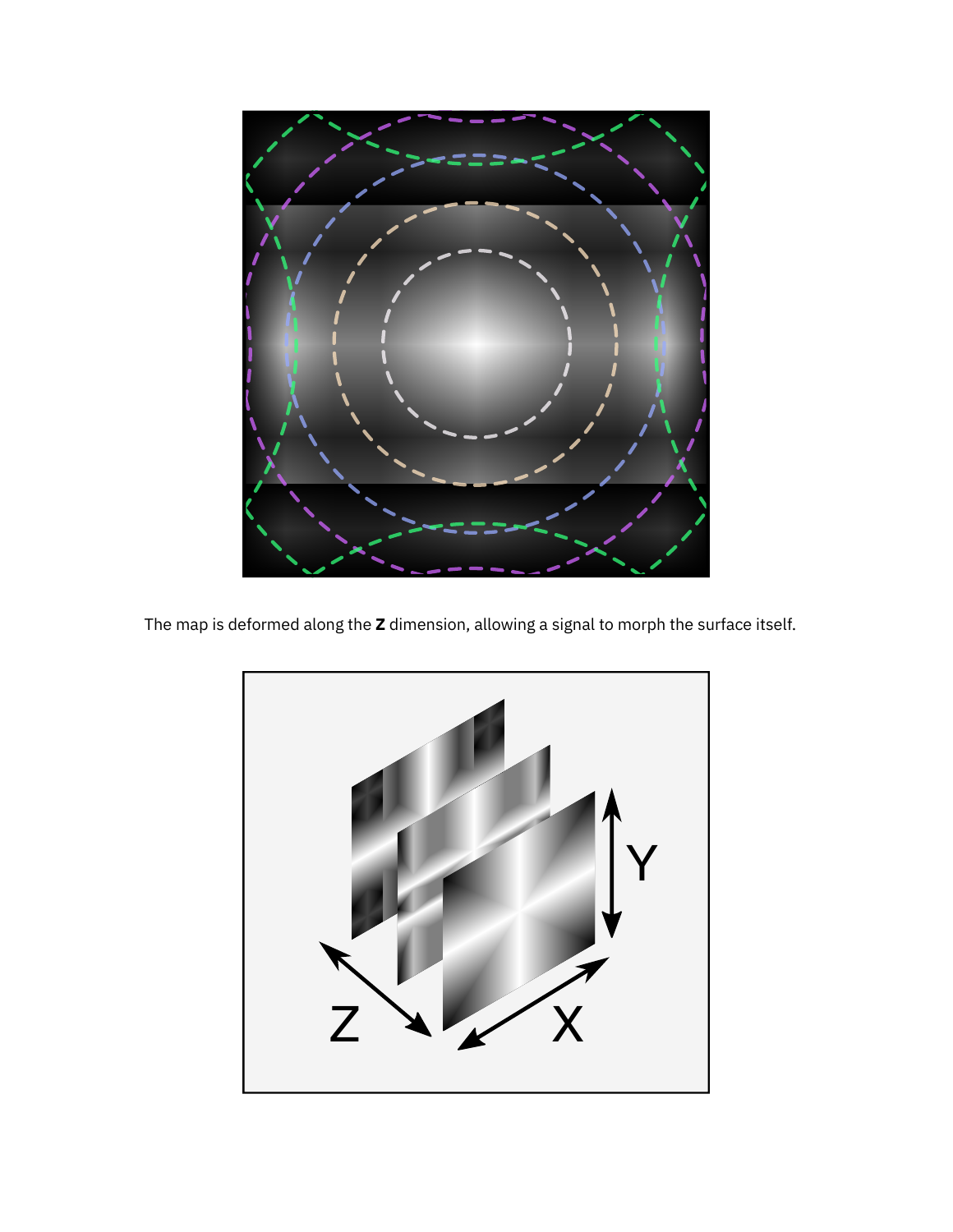The map is deformed along the **Z** dimension, allowing a signal to morph the surface itself.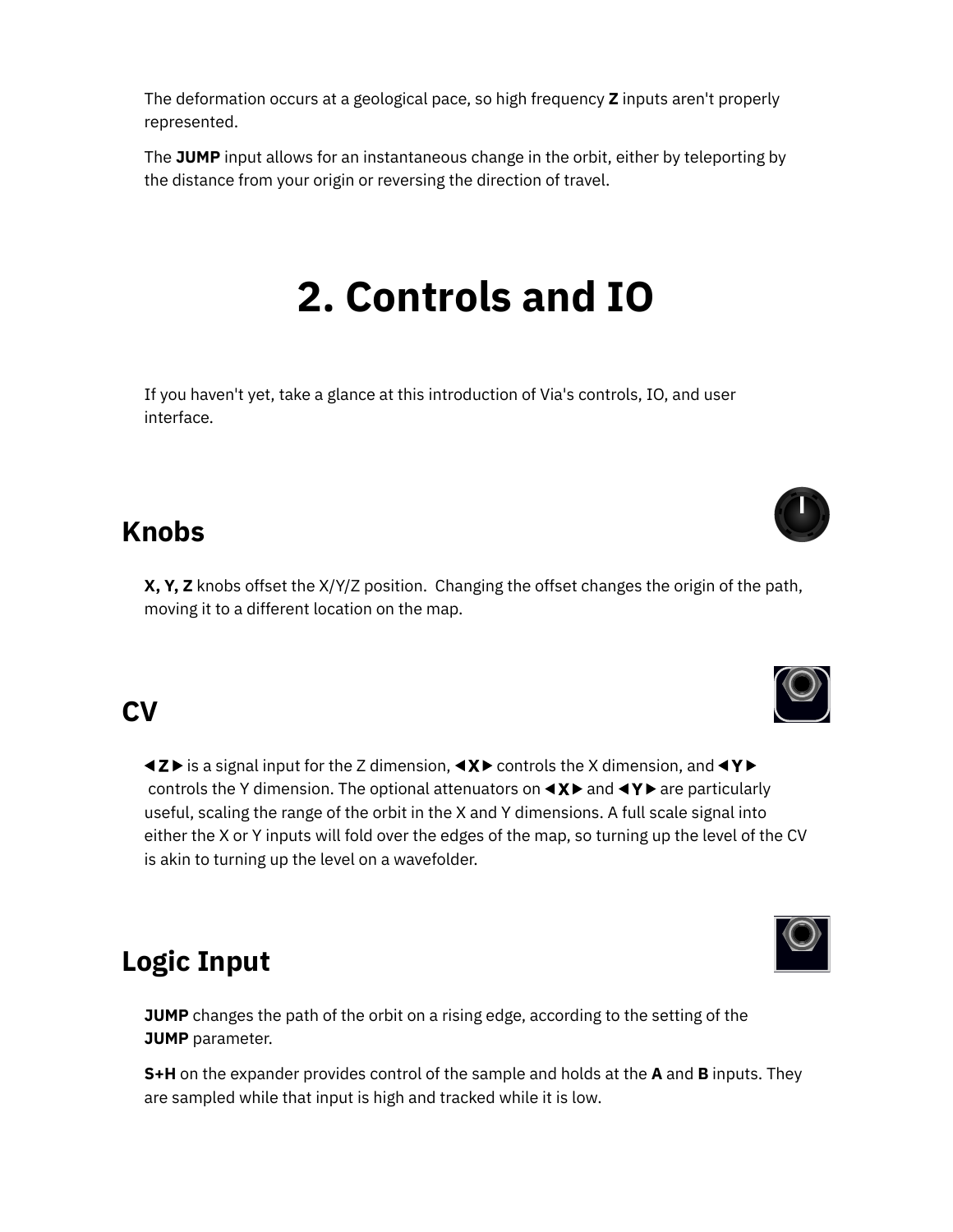The deformation occurs at a geological pace, so high frequency **Z** inputs aren't properly represented.

The **JUMP** input allows for an instantaneous change in the orbit, either by teleporting by the distance from your origin or reversing the direction of travel.

# 2. Controls and IO

If you haven't yet, take a glance at this introduction of Via's controls, IO, and user interface.

## Knobs

**X, Y, Z** knobs offset the X/Y/Z position. Changing the offset changes the origin of the path, moving it to a different location on the map.

## CV

**◀Z▶** is a signal input for the Z dimension, **◀X▶** controls the X dimension, and **◀Y▶** controls the Y dimension. The optional attenuators on **◀X▶** and **◀Y▶** are particularly useful, scaling the range of the orbit in the X and Y dimensions. A full scale signal into either the X or Y inputs will fold over the edges of the map, so turning up the level of the CV is akin to turning up the level on a wavefolder.

## Logic Input

**JUMP** changes the path of the orbit on a rising edge, according to the setting of the **JUMP** parameter.

**S+H** on the expander provides control of the sample and holds at the **A** and **B** inputs. They are sampled while that input is high and tracked while it is low.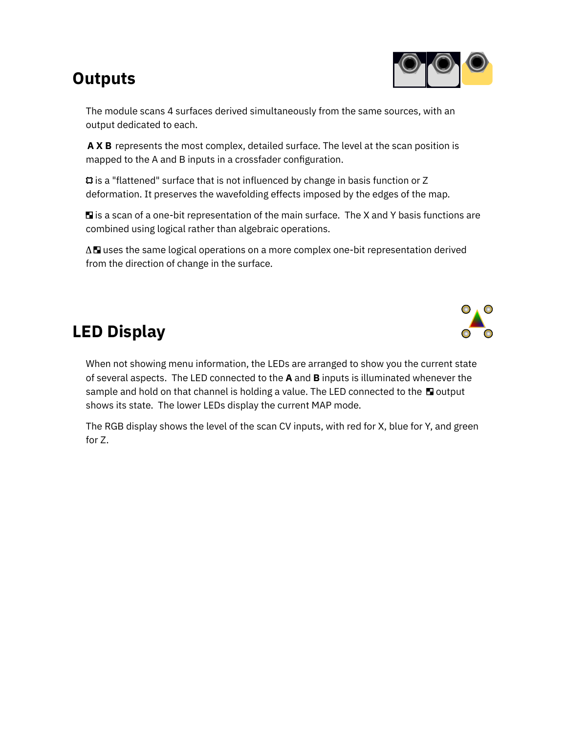## Outputs

The module scans 4 surfaces derived simultaneously from the same sources, with an output dedicated to each.

**A X B** represents the most complex, detailed surface. The level at the scan position is mapped to the A and B inputs in a crossfader configuration.

⌑ is a "flattened" surface that is not influenced by change in basis function or Z deformation. It preserves the wavefolding effects imposed by the edges of the map.

◪ is a scan of a one-bit representation of the main surface. The X and Y basis functions are combined using logical rather than algebraic operations.

Δ◪ uses the same logical operations on a more complex one-bit representation derived from the direction of change in the surface.

## LED Display

When not showing menu information, the LEDs are arranged to show you the current state of several aspects. The LED connected to the **A** and **B** inputs is illuminated whenever the sample and hold on that channel is holding a value. The LED connected to the ◪ output shows its state. The lower LEDs display the current MAP mode.

The RGB display shows the level of the scan CV inputs, with red for X, blue for Y, and green for Z.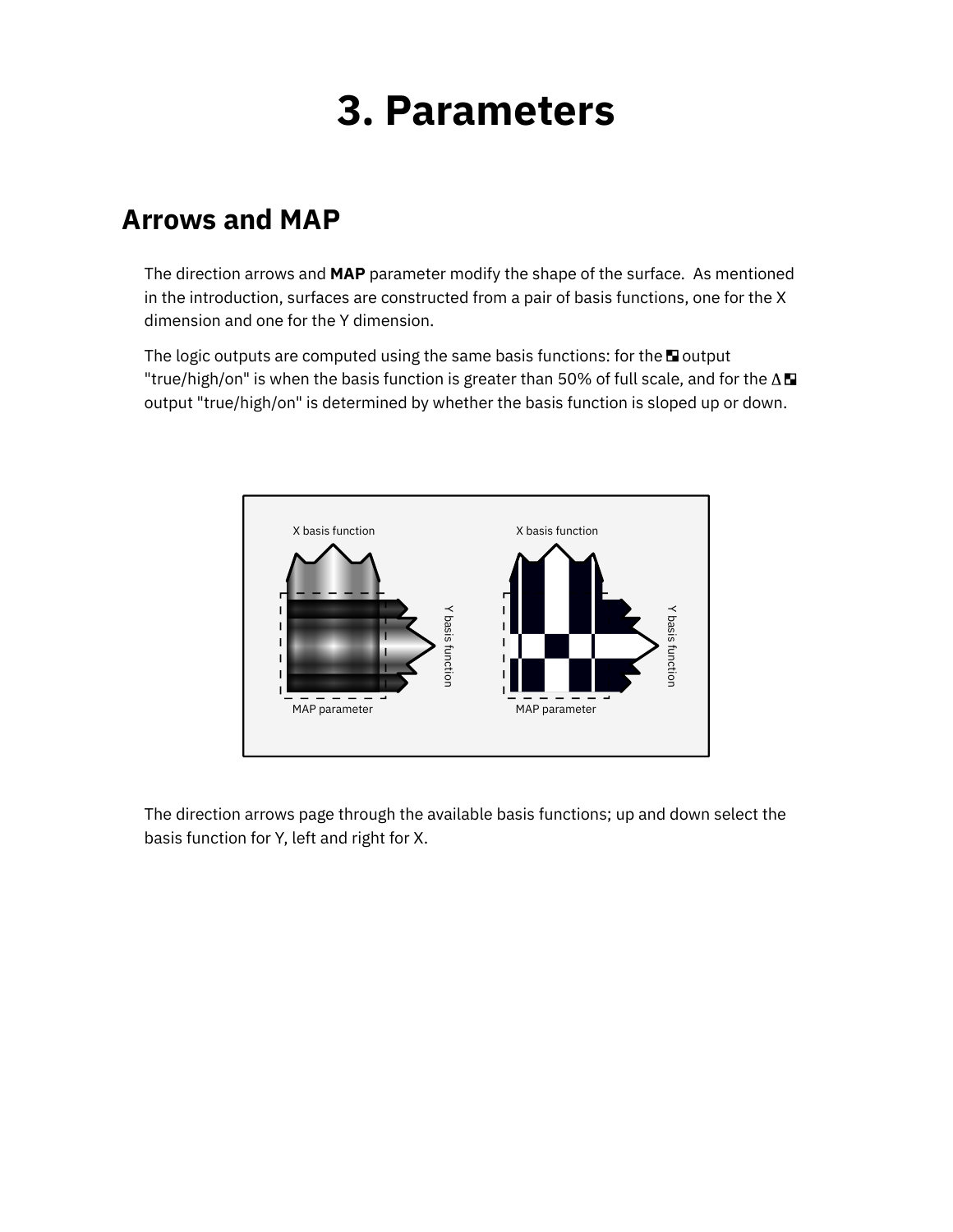# 3. Parameters

## Arrows and MAP

The direction arrows and **MAP** parameter modify the shape of the surface. As mentioned in the introduction, surfaces are constructed from a pair of basis functions, one for the X dimension and one for the Y dimension.

The logic outputs are computed using the same basis functions: for the ◘ output "true/high/on" is when the basis function is greater than 50% of full scale, and for the Δ◘ output "true/high/on" is determined by whether the basis function is sloped up or down.

The direction arrows page through the available basis functions; up and down select the basis function for Y, left and right for X.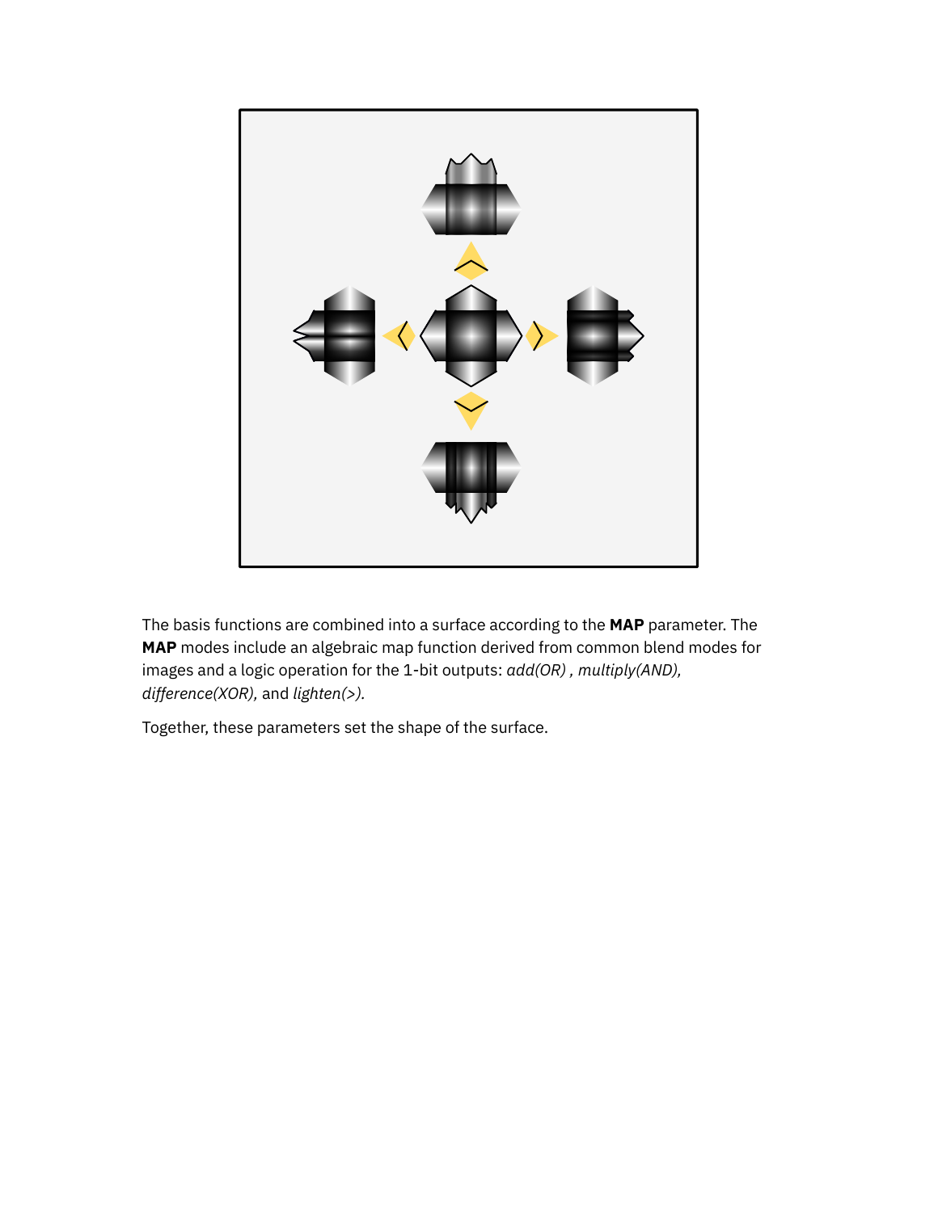The basis functions are combined into a surface according to the **MAP** parameter. The **MAP** modes include an algebraic map function derived from common blend modes for images and a logic operation for the 1-bit outputs: *add(OR)* , *multiply(AND), difference(XOR),* and *lighten(>).*

Together, these parameters set the shape of the surface.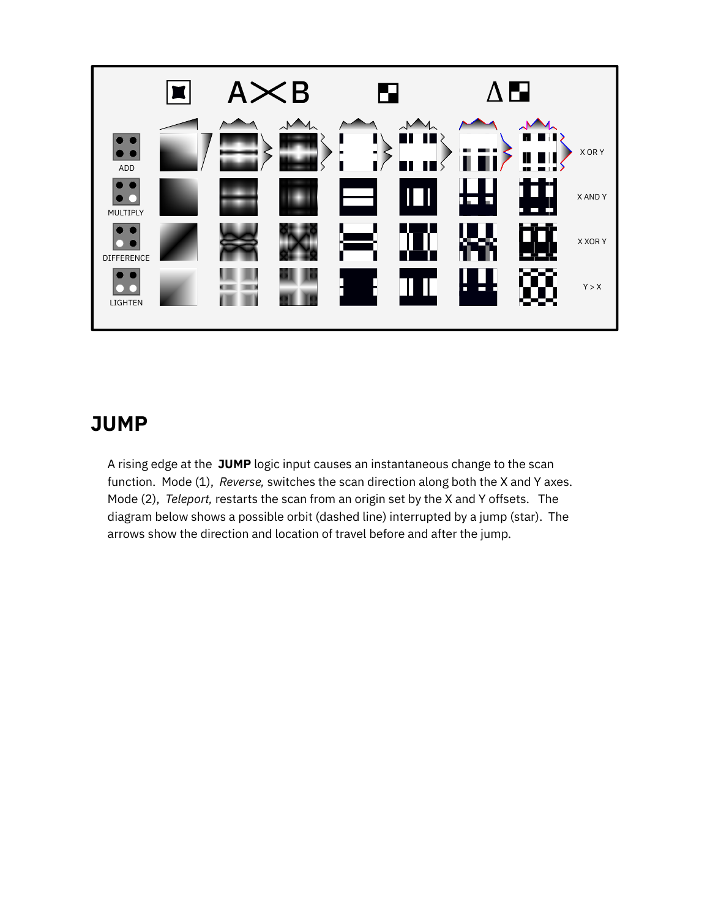## JUMP

A rising edge at the **JUMP** logic input causes an instantaneous change to the scan function. Mode (1), *Reverse,* switches the scan direction along both the X and Y axes. Mode (2), *Teleport,* restarts the scan from an origin set by the X and Y offsets. The diagram below shows a possible orbit (dashed line) interrupted by a jump (star). The arrows show the direction and location of travel before and after the jump.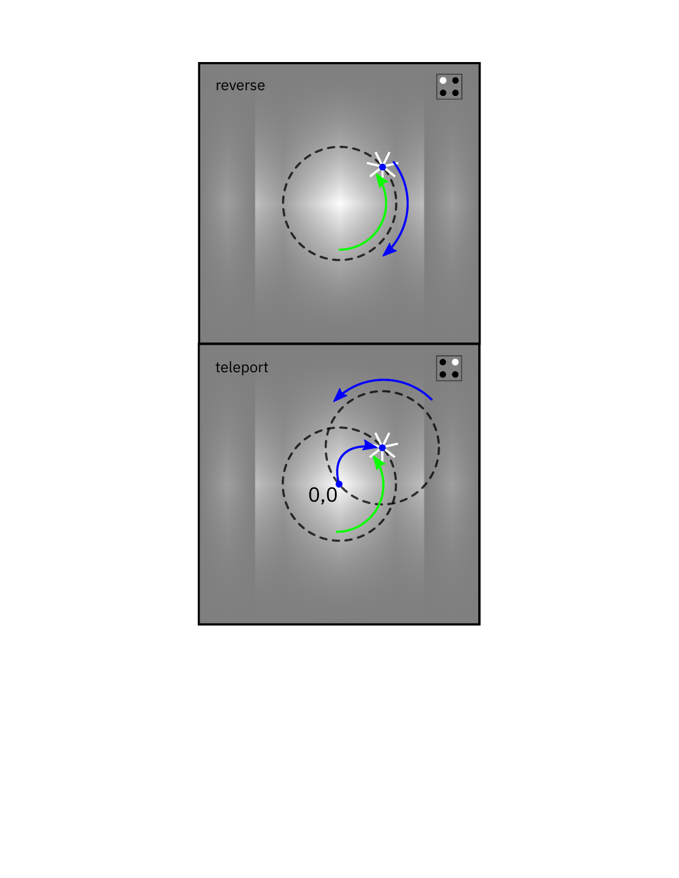reverse

teleport

0,0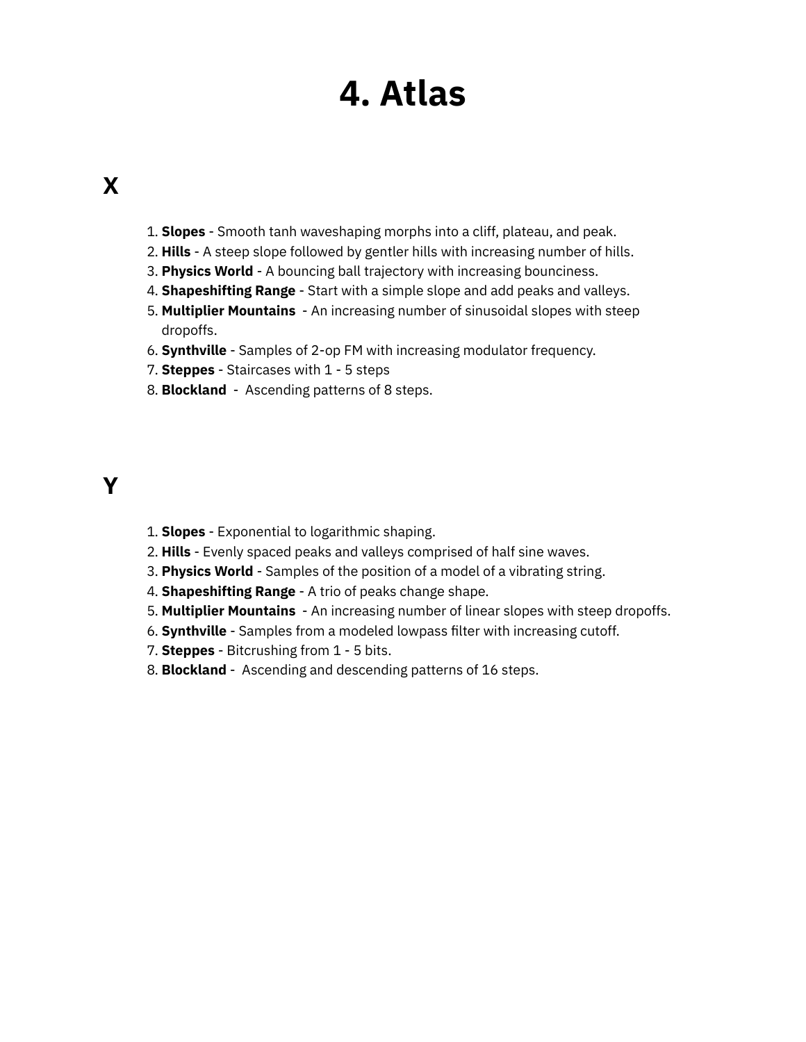# 4. Atlas

## X

1. **Slopes** - Smooth tanh waveshaping morphs into a cliff, plateau, and peak.
2. **Hills** - A steep slope followed by gentler hills with increasing number of hills.
3. **Physics World** - A bouncing ball trajectory with increasing bounciness.
4. **Shapeshifting Range** - Start with a simple slope and add peaks and valleys.
5. **Multiplier Mountains** - An increasing number of sinusoidal slopes with steep dropoffs.
6. **Synthville** - Samples of 2-op FM with increasing modulator frequency.
7. **Steppes** - Staircases with 1 - 5 steps
8. **Blockland** - Ascending patterns of 8 steps.

## Y

1. **Slopes** - Exponential to logarithmic shaping.
2. **Hills** - Evenly spaced peaks and valleys comprised of half sine waves.
3. **Physics World** - Samples of the position of a model of a vibrating string.
4. **Shapeshifting Range** - A trio of peaks change shape.
5. **Multiplier Mountains** - An increasing number of linear slopes with steep dropoffs.
6. **Synthville** - Samples from a modeled lowpass filter with increasing cutoff.
7. **Steppes** - Bitcrushing from 1 - 5 bits.
8. **Blockland** - Ascending and descending patterns of 16 steps.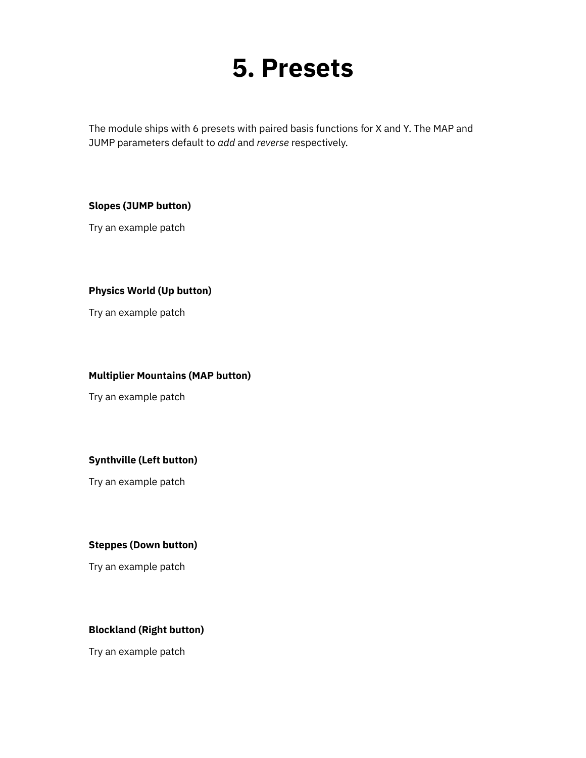# 5. Presets

The module ships with 6 presets with paired basis functions for X and Y. The MAP and JUMP parameters default to *add* and *reverse* respectively.

**Slopes (JUMP button)**

Try an example patch

**Physics World (Up button)**

Try an example patch

**Multiplier Mountains (MAP button)**

Try an example patch

**Synthville (Left button)**

Try an example patch

**Steppes (Down button)**

Try an example patch

**Blockland (Right button)**

Try an example patch